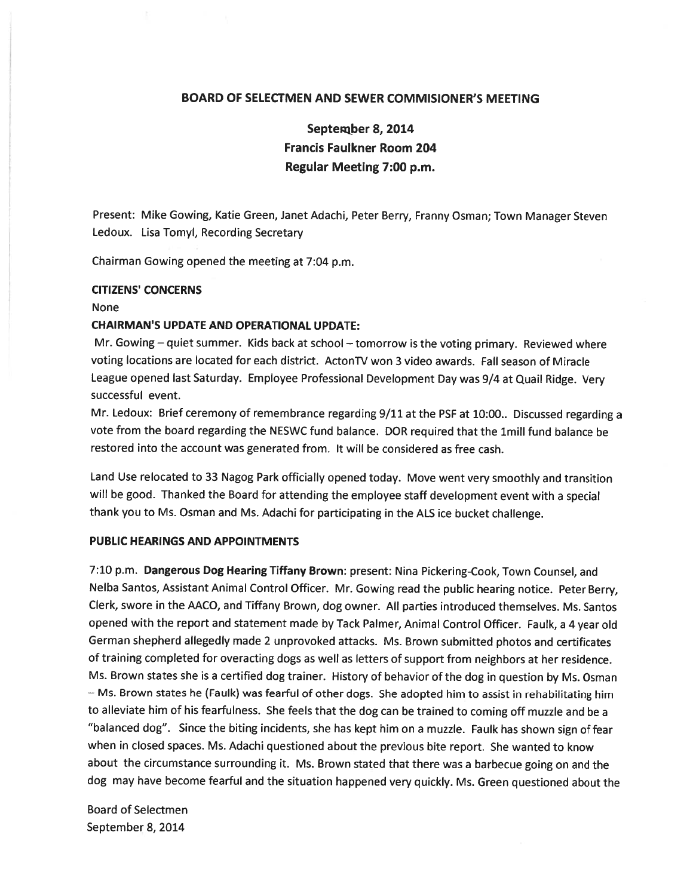# BOARD OF SELECTMEN AND SEWER COMMISIONER'S MEETING

**September 8, 2014**
**Francis Faulkner Room 204**
**Regular Meeting 7:00 p.m.**

Present: Mike Gowing, Katie Green, Janet Adachi, Peter Berry, Franny Osman; Town Manager Steven Ledoux. Lisa Tomyl, Recording Secretary

Chairman Gowing opened the meeting at 7:04 p.m.

**CITIZENS' CONCERNS**

None

**CHAIRMAN'S UPDATE AND OPERATIONAL UPDATE:**

Mr. Gowing – quiet summer. Kids back at school – tomorrow is the voting primary. Reviewed where voting locations are located for each district. ActonTV won 3 video awards. Fall season of Miracle League opened last Saturday. Employee Professional Development Day was 9/4 at Quail Ridge. Very successful event.

Mr. Ledoux: Brief ceremony of remembrance regarding 9/11 at the PSF at 10:00.. Discussed regarding a vote from the board regarding the NESWC fund balance. DOR required that the 1mill fund balance be restored into the account was generated from. It will be considered as free cash.

Land Use relocated to 33 Nagog Park officially opened today. Move went very smoothly and transition will be good. Thanked the Board for attending the employee staff development event with a special thank you to Ms. Osman and Ms. Adachi for participating in the ALS ice bucket challenge.

**PUBLIC HEARINGS AND APPOINTMENTS**

7:10 p.m. **Dangerous Dog Hearing Tiffany Brown**: present: Nina Pickering-Cook, Town Counsel, and Nelba Santos, Assistant Animal Control Officer. Mr. Gowing read the public hearing notice. Peter Berry, Clerk, swore in the AACO, and Tiffany Brown, dog owner. All parties introduced themselves. Ms. Santos opened with the report and statement made by Tack Palmer, Animal Control Officer. Faulk, a 4 year old German shepherd allegedly made 2 unprovoked attacks. Ms. Brown submitted photos and certificates of training completed for overacting dogs as well as letters of support from neighbors at her residence. Ms. Brown states she is a certified dog trainer. History of behavior of the dog in question by Ms. Osman – Ms. Brown states he (Faulk) was fearful of other dogs. She adopted him to assist in rehabilitating him to alleviate him of his fearfulness. She feels that the dog can be trained to coming off muzzle and be a "balanced dog". Since the biting incidents, she has kept him on a muzzle. Faulk has shown sign of fear when in closed spaces. Ms. Adachi questioned about the previous bite report. She wanted to know about the circumstance surrounding it. Ms. Brown stated that there was a barbecue going on and the dog may have become fearful and the situation happened very quickly. Ms. Green questioned about the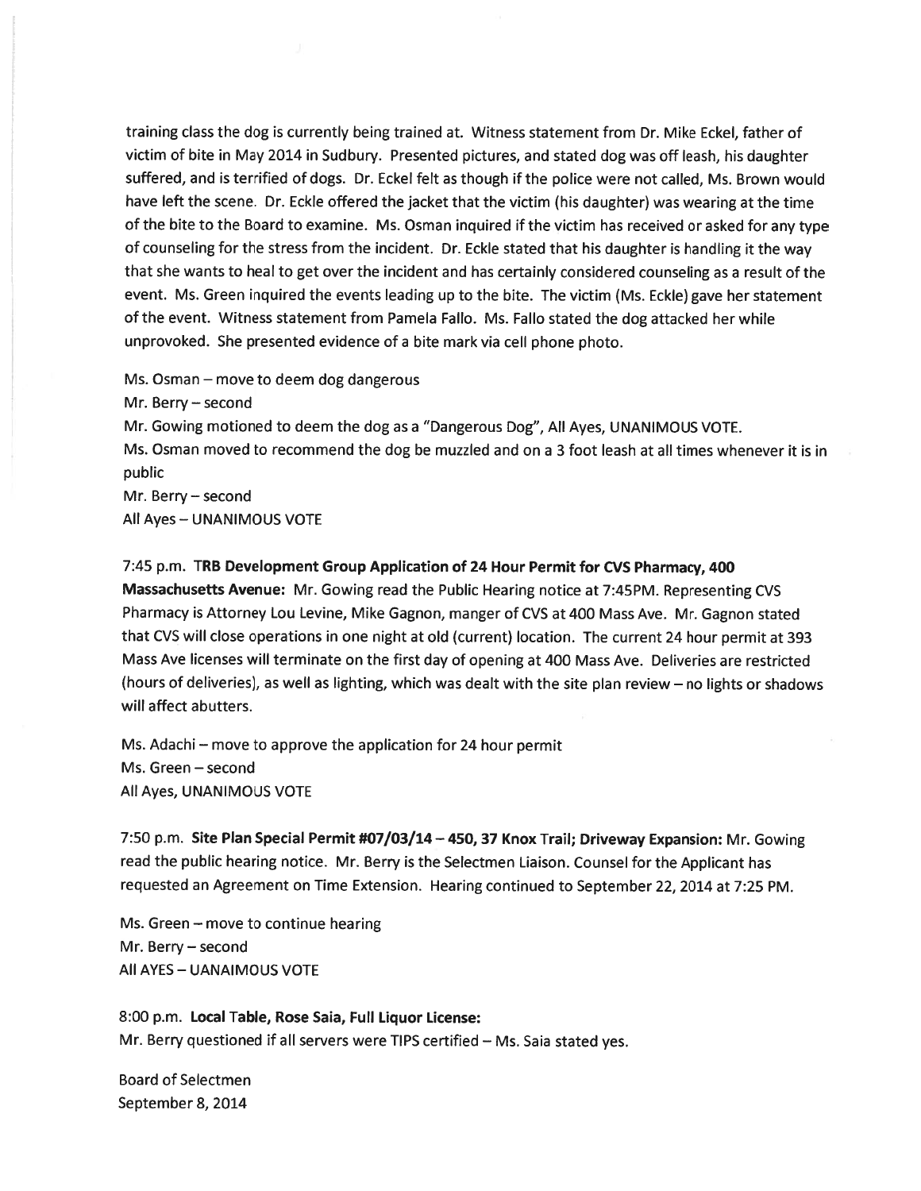training class the dog is currently being trained at. Witness statement from Dr. Mike Eckel, father of victim of bite in May 2014 in Sudbury. Presented pictures, and stated dog was off leash, his daughter suffered, and is terrified of dogs. Dr. Eckel felt as though if the police were not called, Ms. Brown would have left the scene. Dr. Eckle offered the jacket that the victim (his daughter) was wearing at the time of the bite to the Board to examine. Ms. Osman inquired if the victim has received or asked for any type of counseling for the stress from the incident. Dr. Eckle stated that his daughter is handling it the way that she wants to heal to get over the incident and has certainly considered counseling as a result of the event. Ms. Green inquired the events leading up to the bite. The victim (Ms. Eckle) gave her statement of the event. Witness statement from Pamela Fallo. Ms. Fallo stated the dog attacked her while unprovoked. She presented evidence of a bite mark via cell phone photo.

Ms. Osman – move to deem dog dangerous
Mr. Berry – second
Mr. Gowing motioned to deem the dog as a "Dangerous Dog", All Ayes, UNANIMOUS VOTE.
Ms. Osman moved to recommend the dog be muzzled and on a 3 foot leash at all times whenever it is in public
Mr. Berry – second
All Ayes – UNANIMOUS VOTE

7:45 p.m. **TRB Development Group Application of 24 Hour Permit for CVS Pharmacy, 400 Massachusetts Avenue:** Mr. Gowing read the Public Hearing notice at 7:45PM. Representing CVS Pharmacy is Attorney Lou Levine, Mike Gagnon, manger of CVS at 400 Mass Ave. Mr. Gagnon stated that CVS will close operations in one night at old (current) location. The current 24 hour permit at 393 Mass Ave licenses will terminate on the first day of opening at 400 Mass Ave. Deliveries are restricted (hours of deliveries), as well as lighting, which was dealt with the site plan review – no lights or shadows will affect abutters.

Ms. Adachi – move to approve the application for 24 hour permit
Ms. Green – second
All Ayes, UNANIMOUS VOTE

7:50 p.m. **Site Plan Special Permit #07/03/14 – 450, 37 Knox Trail; Driveway Expansion:** Mr. Gowing read the public hearing notice. Mr. Berry is the Selectmen Liaison. Counsel for the Applicant has requested an Agreement on Time Extension. Hearing continued to September 22, 2014 at 7:25 PM.

Ms. Green – move to continue hearing
Mr. Berry – second
All AYES – UANAIMOUS VOTE

8:00 p.m. **Local Table, Rose Saia, Full Liquor License:**
Mr. Berry questioned if all servers were TIPS certified – Ms. Saia stated yes.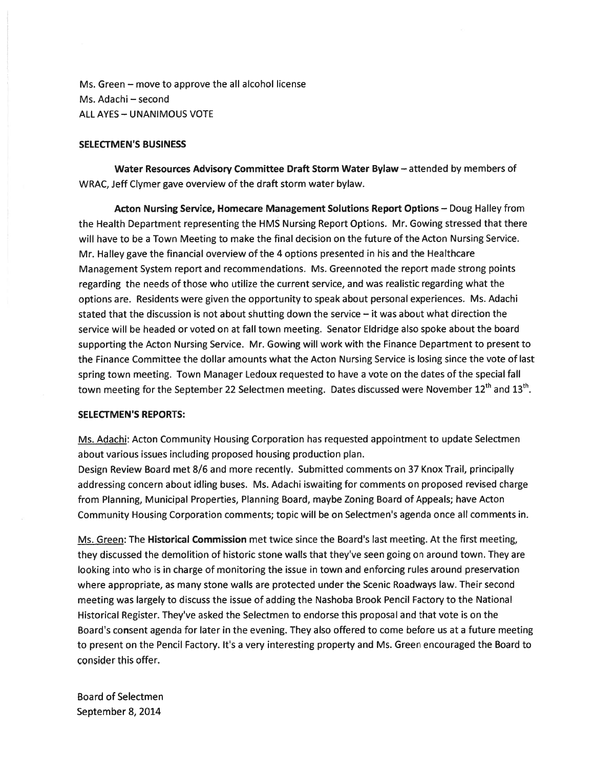Ms. Green – move to approve the all alcohol license
Ms. Adachi – second
ALL AYES – UNANIMOUS VOTE

**SELECTMEN'S BUSINESS**

**Water Resources Advisory Committee Draft Storm Water Bylaw** – attended by members of WRAC, Jeff Clymer gave overview of the draft storm water bylaw.

**Acton Nursing Service, Homecare Management Solutions Report Options** – Doug Halley from the Health Department representing the HMS Nursing Report Options. Mr. Gowing stressed that there will have to be a Town Meeting to make the final decision on the future of the Acton Nursing Service. Mr. Halley gave the financial overview of the 4 options presented in his and the Healthcare Management System report and recommendations. Ms. Greennoted the report made strong points regarding the needs of those who utilize the current service, and was realistic regarding what the options are. Residents were given the opportunity to speak about personal experiences. Ms. Adachi stated that the discussion is not about shutting down the service – it was about what direction the service will be headed or voted on at fall town meeting. Senator Eldridge also spoke about the board supporting the Acton Nursing Service. Mr. Gowing will work with the Finance Department to present to the Finance Committee the dollar amounts what the Acton Nursing Service is losing since the vote of last spring town meeting. Town Manager Ledoux requested to have a vote on the dates of the special fall town meeting for the September 22 Selectmen meeting. Dates discussed were November 12th and 13th.

**SELECTMEN'S REPORTS:**

Ms. Adachi: Acton Community Housing Corporation has requested appointment to update Selectmen about various issues including proposed housing production plan.
Design Review Board met 8/6 and more recently. Submitted comments on 37 Knox Trail, principally addressing concern about idling buses. Ms. Adachi iswaiting for comments on proposed revised charge from Planning, Municipal Properties, Planning Board, maybe Zoning Board of Appeals; have Acton Community Housing Corporation comments; topic will be on Selectmen's agenda once all comments in.

Ms. Green: The **Historical Commission** met twice since the Board's last meeting. At the first meeting, they discussed the demolition of historic stone walls that they've seen going on around town. They are looking into who is in charge of monitoring the issue in town and enforcing rules around preservation where appropriate, as many stone walls are protected under the Scenic Roadways law. Their second meeting was largely to discuss the issue of adding the Nashoba Brook Pencil Factory to the National Historical Register. They've asked the Selectmen to endorse this proposal and that vote is on the Board's consent agenda for later in the evening. They also offered to come before us at a future meeting to present on the Pencil Factory. It's a very interesting property and Ms. Green encouraged the Board to consider this offer.

Board of Selectmen
September 8, 2014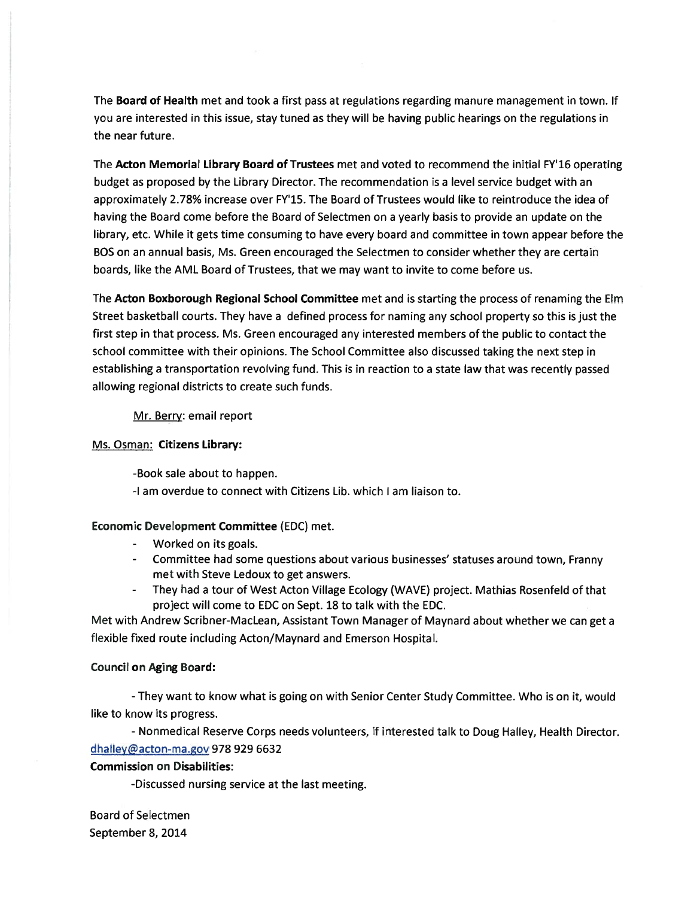The **Board of Health** met and took a first pass at regulations regarding manure management in town. If you are interested in this issue, stay tuned as they will be having public hearings on the regulations in the near future.

The **Acton Memorial Library Board of Trustees** met and voted to recommend the initial FY'16 operating budget as proposed by the Library Director. The recommendation is a level service budget with an approximately 2.78% increase over FY'15. The Board of Trustees would like to reintroduce the idea of having the Board come before the Board of Selectmen on a yearly basis to provide an update on the library, etc. While it gets time consuming to have every board and committee in town appear before the BOS on an annual basis, Ms. Green encouraged the Selectmen to consider whether they are certain boards, like the AML Board of Trustees, that we may want to invite to come before us.

The **Acton Boxborough Regional School Committee** met and is starting the process of renaming the Elm Street basketball courts. They have a defined process for naming any school property so this is just the first step in that process. Ms. Green encouraged any interested members of the public to contact the school committee with their opinions. The School Committee also discussed taking the next step in establishing a transportation revolving fund. This is in reaction to a state law that was recently passed allowing regional districts to create such funds.

Mr. Berry: email report

Ms. Osman: **Citizens Library:**

-Book sale about to happen.

-I am overdue to connect with Citizens Lib. which I am liaison to.

**Economic Development Committee** (EDC) met.

- Worked on its goals.
- Committee had some questions about various businesses' statuses around town, Franny met with Steve Ledoux to get answers.
- They had a tour of West Acton Village Ecology (WAVE) project. Mathias Rosenfeld of that project will come to EDC on Sept. 18 to talk with the EDC.

Met with Andrew Scribner-MacLean, Assistant Town Manager of Maynard about whether we can get a flexible fixed route including Acton/Maynard and Emerson Hospital.

**Council on Aging Board:**

- They want to know what is going on with Senior Center Study Committee. Who is on it, would like to know its progress.

- Nonmedical Reserve Corps needs volunteers, if interested talk to Doug Halley, Health Director. dhalley@acton-ma.gov 978 929 6632

**Commission on Disabilities:**

-Discussed nursing service at the last meeting.

Board of Selectmen
September 8, 2014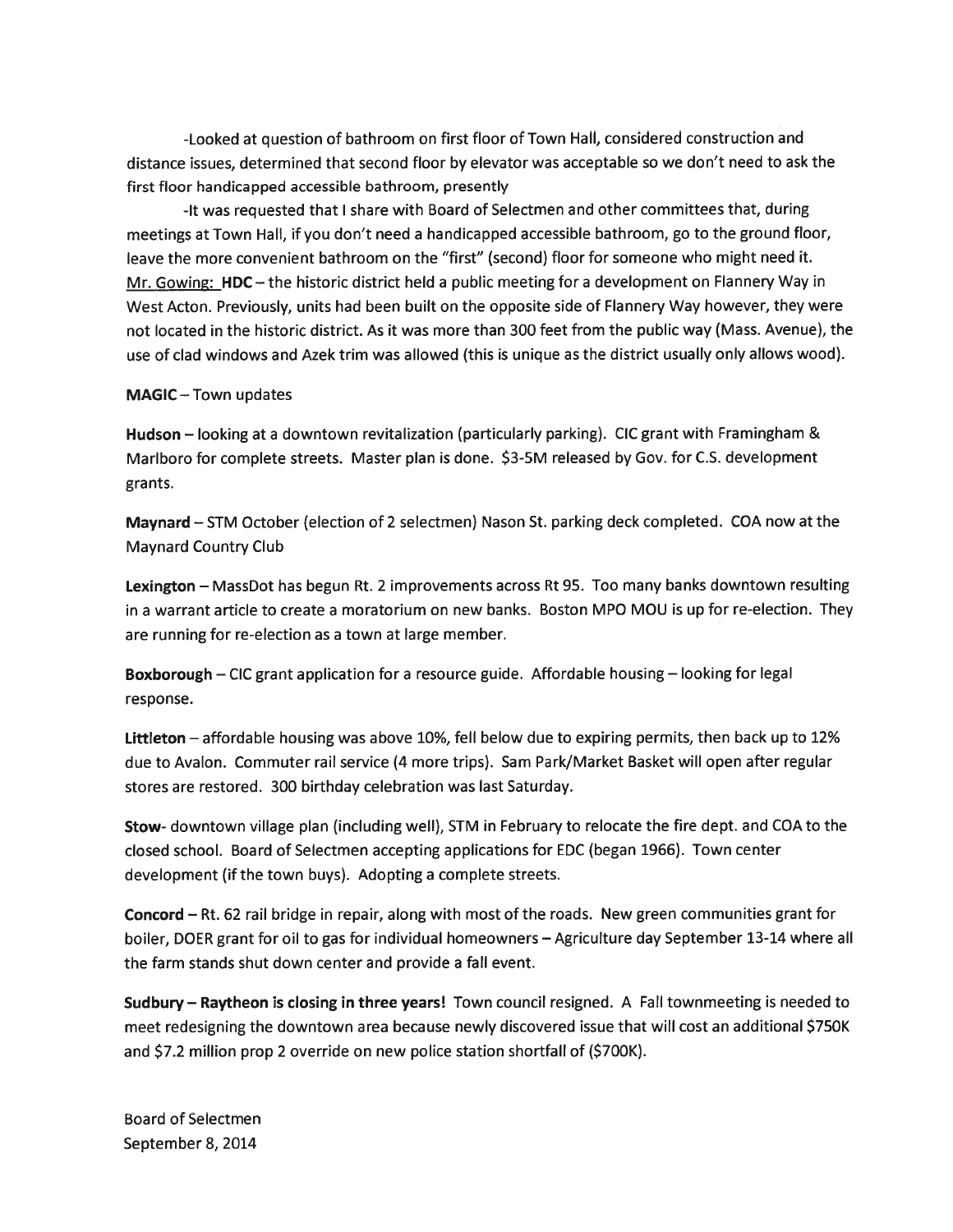-Looked at question of bathroom on first floor of Town Hall, considered construction and distance issues, determined that second floor by elevator was acceptable so we don't need to ask the first floor handicapped accessible bathroom, presently

-It was requested that I share with Board of Selectmen and other committees that, during meetings at Town Hall, if you don't need a handicapped accessible bathroom, go to the ground floor, leave the more convenient bathroom on the "first" (second) floor for someone who might need it.

Mr. Gowing: **HDC** – the historic district held a public meeting for a development on Flannery Way in West Acton. Previously, units had been built on the opposite side of Flannery Way however, they were not located in the historic district. As it was more than 300 feet from the public way (Mass. Avenue), the use of clad windows and Azek trim was allowed (this is unique as the district usually only allows wood).

**MAGIC** – Town updates

**Hudson** – looking at a downtown revitalization (particularly parking). CIC grant with Framingham & Marlboro for complete streets. Master plan is done. $3-5M released by Gov. for C.S. development grants.

**Maynard** – STM October (election of 2 selectmen) Nason St. parking deck completed. COA now at the Maynard Country Club

**Lexington** – MassDot has begun Rt. 2 improvements across Rt 95. Too many banks downtown resulting in a warrant article to create a moratorium on new banks. Boston MPO MOU is up for re-election. They are running for re-election as a town at large member.

**Boxborough** – CIC grant application for a resource guide. Affordable housing – looking for legal response.

**Littleton** – affordable housing was above 10%, fell below due to expiring permits, then back up to 12% due to Avalon. Commuter rail service (4 more trips). Sam Park/Market Basket will open after regular stores are restored. 300 birthday celebration was last Saturday.

**Stow**- downtown village plan (including well), STM in February to relocate the fire dept. and COA to the closed school. Board of Selectmen accepting applications for EDC (began 1966). Town center development (if the town buys). Adopting a complete streets.

**Concord** – Rt. 62 rail bridge in repair, along with most of the roads. New green communities grant for boiler, DOER grant for oil to gas for individual homeowners – Agriculture day September 13-14 where all the farm stands shut down center and provide a fall event.

**Sudbury – Raytheon is closing in three years!** Town council resigned. A Fall townmeeting is needed to meet redesigning the downtown area because newly discovered issue that will cost an additional $750K and $7.2 million prop 2 override on new police station shortfall of ($700K).

Board of Selectmen
September 8, 2014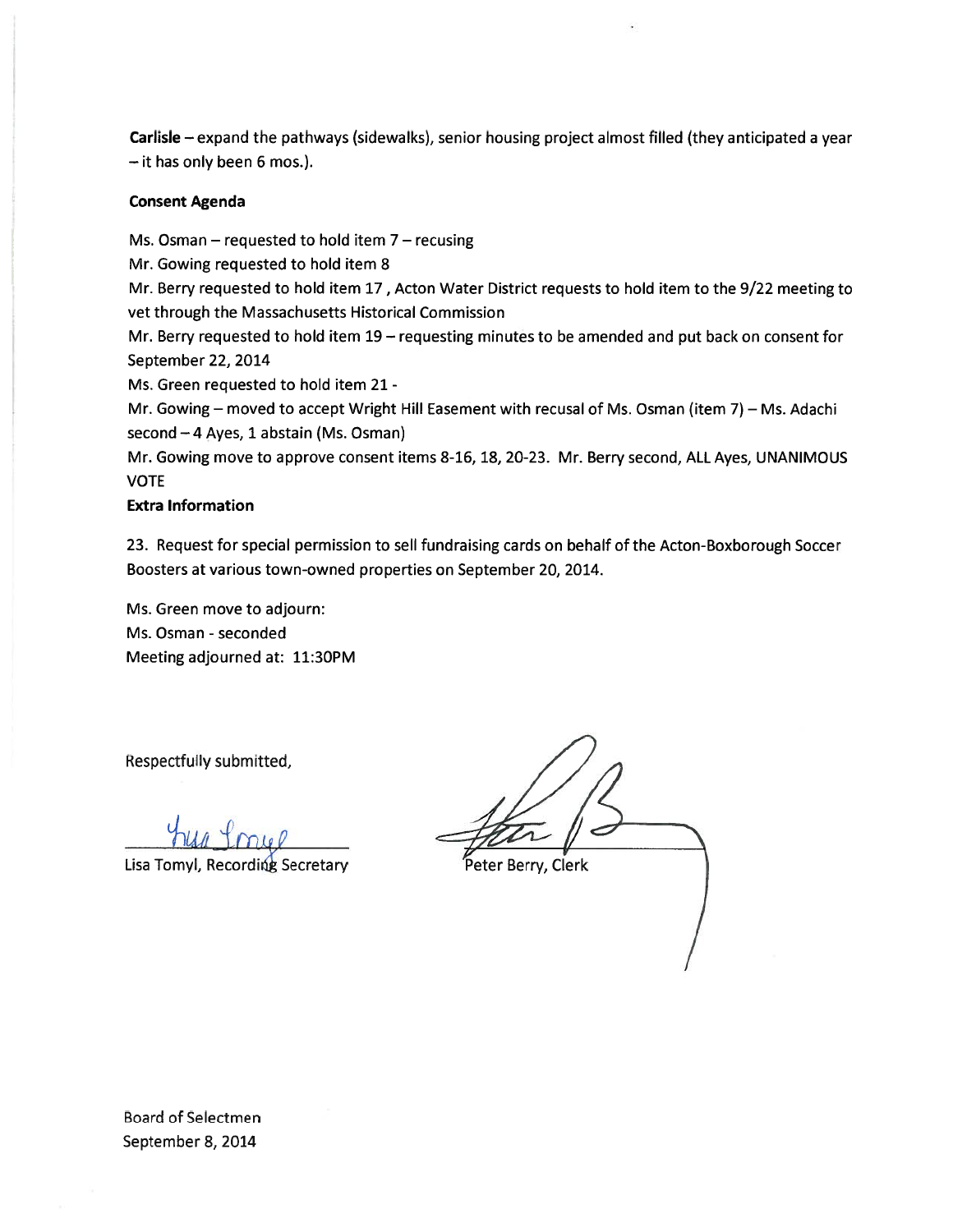**Carlisle** – expand the pathways (sidewalks), senior housing project almost filled (they anticipated a year – it has only been 6 mos.).

**Consent Agenda**

Ms. Osman – requested to hold item 7 – recusing

Mr. Gowing requested to hold item 8

Mr. Berry requested to hold item 17 , Acton Water District requests to hold item to the 9/22 meeting to vet through the Massachusetts Historical Commission

Mr. Berry requested to hold item 19 – requesting minutes to be amended and put back on consent for September 22, 2014

Ms. Green requested to hold item 21 -

Mr. Gowing – moved to accept Wright Hill Easement with recusal of Ms. Osman (item 7) – Ms. Adachi second – 4 Ayes, 1 abstain (Ms. Osman)

Mr. Gowing move to approve consent items 8-16, 18, 20-23. Mr. Berry second, ALL Ayes, UNANIMOUS VOTE

**Extra Information**

23. Request for special permission to sell fundraising cards on behalf of the Acton-Boxborough Soccer Boosters at various town-owned properties on September 20, 2014.

Ms. Green move to adjourn:
Ms. Osman - seconded
Meeting adjourned at: 11:30PM

Respectfully submitted,

Lisa Tomyl, Recording Secretary

Peter Berry, Clerk

Board of Selectmen
September 8, 2014